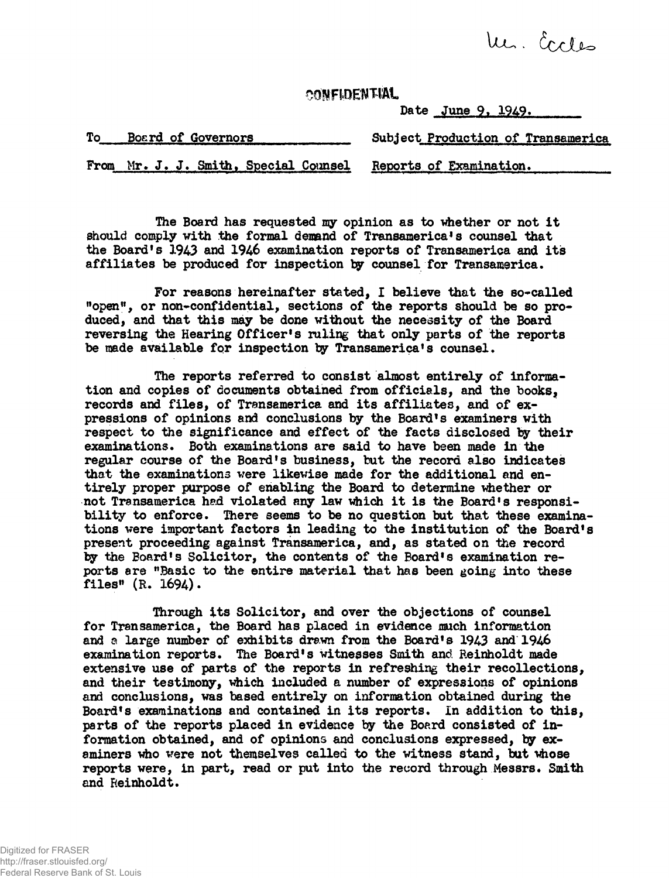Mr. Eccles

CONFIDENTIAL

Date June 9, 1949.

To Board of Governors

From Mr. J. J. Smith, Special Counsel

Subject Production of Transamerica Reports of Examination.

The Board has requested my opinion as to whether or not it should comply with the formal demand of Transamerica's counsel that the Board's 1943 and 1946 examination reports of Transamerica and its affiliates be produced for inspection by counsel for Transamerica.

For reasons hereinafter stated, I believe that the so-called "open", or non-confidential, sections of the reports should be so produced, and that this may be done without the necessity of the Board reversing the Hearing Officer's ruling that only parts of the reports be made available for inspection by Transamerica's counsel.

The reports referred to consist almost entirely of information and copies of documents obtained from officials, and the books, records and files, of Transamerica and its affiliates, and of expressions of opinions and conclusions by the Board's examiners with respect to the significance and effect of the facts disclosed by their examinations. Both examinations are said to have been made in the regular course of the Board's business, but the record also indicates that the examinations were likewise made for the additional and entirely proper purpose of enabling the Board to determine whether or not Transamerica had violated any law which it is the Board's responsibility to enforce. There seems to be no question but that these examinations were important factors in leading to the institution of the Board's present proceeding against Transamerica, and, as stated on the record by the Board's Solicitor, the contents of the Board's examination reports are "Basic to the entire material that has been going into these files" (R. 1694).

Through its Solicitor, and over the objections of counsel for Transamerica, the Board has placed in evidence much information and a large number of exhibits drawn from the Board's 1943 and 1946 examination reports. The Board's witnesses Smith and Reinholdt made extensive use of parts of the reports in refreshing their recollections, and their testimony, which included a number of expressions of opinions and conclusions, was based entirely on information obtained during the Board's examinations and contained in its reports. In addition to this, parts of the reports placed in evidence by the Board consisted of information obtained, and of opinions and conclusions expressed, by examiners who were not themselves called to the witness stand, but whose reports were, in part, read or put into the record through Messrs. Smith and Reinholdt.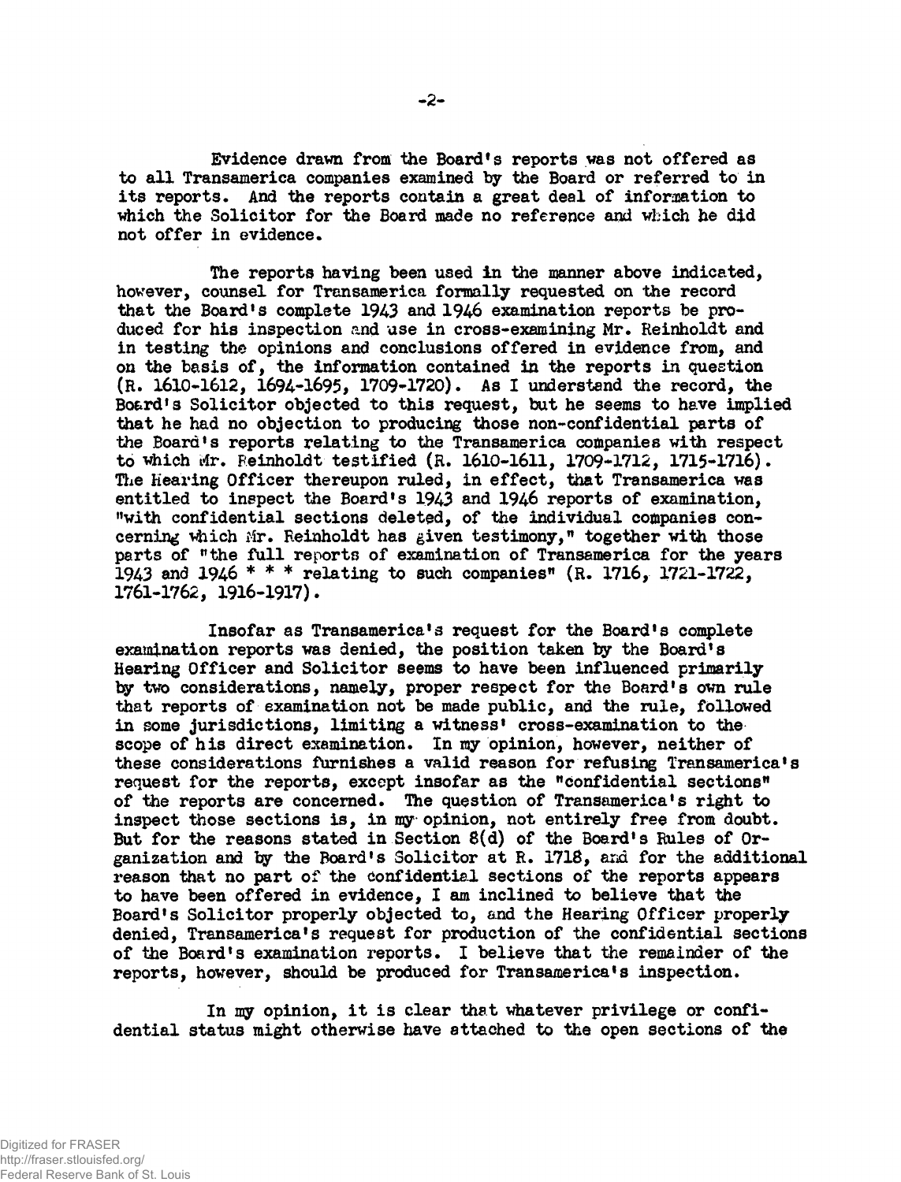Evidence drawn from the Board's reports was not offered as to all Transamerica companies examined by the Board or referred to in its reports. And the reports contain a great deal of information to which the Solicitor for the Board made no reference and which he did not offer in evidence.

The reports having been used in the manner above indicated, however, counsel for Transamerica formally requested on the record that the Board's complete 1943 and 1946 examination reports be produced for his inspection and use in cross-examining Mr. Reinholdt and in testing the opinions and conclusions offered in evidence from, and on the basis of, the information contained in the reports in question (R. 1610-1612, 1694-1695, 1709-1720). As I understand the record, the Board's Solicitor objected to this request, but he seems to have implied that he had no objection to producing those non-confidential parts of the Board's reports relating to the Transamerica companies with respect to which Mr. Reinholdt testified (R. 1610-1611, 1709-1712, 1715-1716). The Hearing Officer thereupon ruled, in effect, that Transamerica was entitled to inspect the Board's 1943 and 1946 reports of examination, "with confidential sections deleted, of the individual companies concerning which Mr. Reinholdt has given testimony," together with those parts of "the full reports of examination of Transamerica for the years 1943 and 1946 * * * relating to such companies" (R. 1716, 1721-1722, 1761-1762, 1916-1917).

Insofar as Transamerica's request for the Board's complete examination reports was denied, the position taken by the Board's Hearing Officer and Solicitor seems to have been influenced primarily by two considerations, namely, proper respect for the Board's own rule that reports of examination not be made public, and the rule, followed in some jurisdictions, limiting a witness' cross-examination to the scope of his direct examination. In my opinion, however, neither of these considerations furnishes a valid reason for refusing Transamerica's request for the reports, except insofar as the "confidential sections" of the reports are concerned. The question of Transamerica's right to inspect those sections is, in my opinion, not entirely free from doubt. But for the reasons stated in Section 8(d) of the Board's Rules of Organization and by the Board's Solicitor at R. 1718, and for the additional reason that no part of the confidential sections of the reports appears to have been offered in evidence, I am inclined to believe that the Board's Solicitor properly objected to, and the Hearing Officer properly denied, Transamerica's request for production of the confidential sections of the Board's examination reports. I believe that the remainder of the reports, however, should be produced for Transamerica's inspection.

In my opinion, it is clear that whatever privilege or confidential status might otherwise have attached to the open sections of the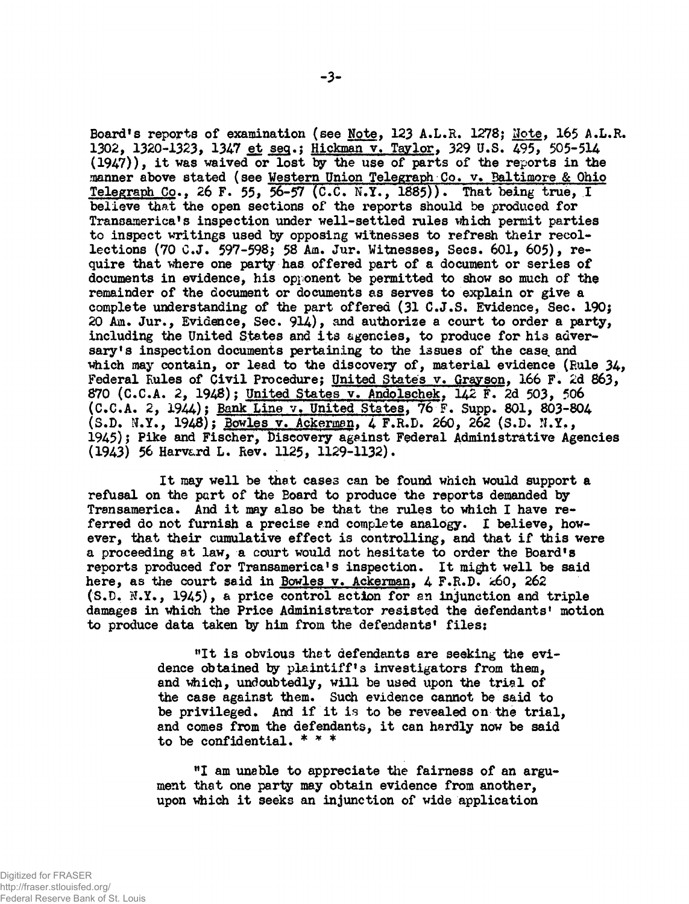Board's reports of examination (see Note, 123 A.L.R. 1278; Note, 165 A.L.R. 1302, 1320-1323, 1347 et seq.; Hickman v. Taylor, 329 U.S. 495, 505-514 (1947)), it was waived or lost by the use of parts of the reports in the manner above stated (see Western Union Telegraph Co. v. Baltimore & Ohio Telegraph Co., 26 F. 55, 56-57 (C.C. N.Y., 1885)). That being true, I believe that the open sections of the reports should be produced for Transamerica's inspection under well-settled rules which permit parties to inspect writings used by opposing witnesses to refresh their recollections (70 C.J. 597-598; 58 Am. Jur. Witnesses, Secs. 601, 605), require that where one party has offered part of a document or series of documents in evidence, his opponent be permitted to show so much of the remainder of the document or documents as serves to explain or give a complete understanding of the part offered (31 C.J.S. Evidence, Sec. 190; 20 Am. Jur., Evidence, Sec. 914), and authorize a court to order a party, including the United States and its agencies, to produce for his adversary's inspection documents pertaining to the issues of the case and which may contain, or lead to the discovery of, material evidence (Rule 34, Federal Rules of Civil Procedure; United States v. Grayson, 166 F. 2d 863, 870 (C.C.A. 2, 1948); United States v. Andolschek, 142 F. 2d 503, 506 (C.C.A. 2, 1944); Bank Line v. United States, 76 F. Supp. 801, 803-804 (S.D. N.Y., 1948); Bowles v. Ackerman, 4 F.R.D. 260, 262 (S.D. N.Y., 1945); Pike and Fischer, Discovery against Federal Administrative Agencies (1943) 56 Harvard L. Rev. 1125, 1129-1132).

It may well be that cases can be found which would support a refusal on the part of the Board to produce the reports demanded by Transamerica. And it may also be that the rules to which I have referred do not furnish a precise and complete analogy. I believe, however, that their cumulative effect is controlling, and that if this were a proceeding at law, a court would not hesitate to order the Board's reports produced for Transamerica's inspection. It might well be said here, as the court said in Bowles v. Ackerman, 4 F.R.D. 260, 262 (S.D. N.Y., 1945), a price control action for an injunction and triple damages in which the Price Administrator resisted the defendants' motion to produce data taken by him from the defendants' files:

> "It is obvious that defendants are seeking the evidence obtained by plaintiff's investigators from them, and which, undoubtedly, will be used upon the trial of the case against them. Such evidence cannot be said to be privileged. And if it is to be revealed on the trial, and comes from the defendants, it can hardly now be said to be confidential. * * *
>
> "I am unable to appreciate the fairness of an argument that one party may obtain evidence from another, upon which it seeks an injunction of wide application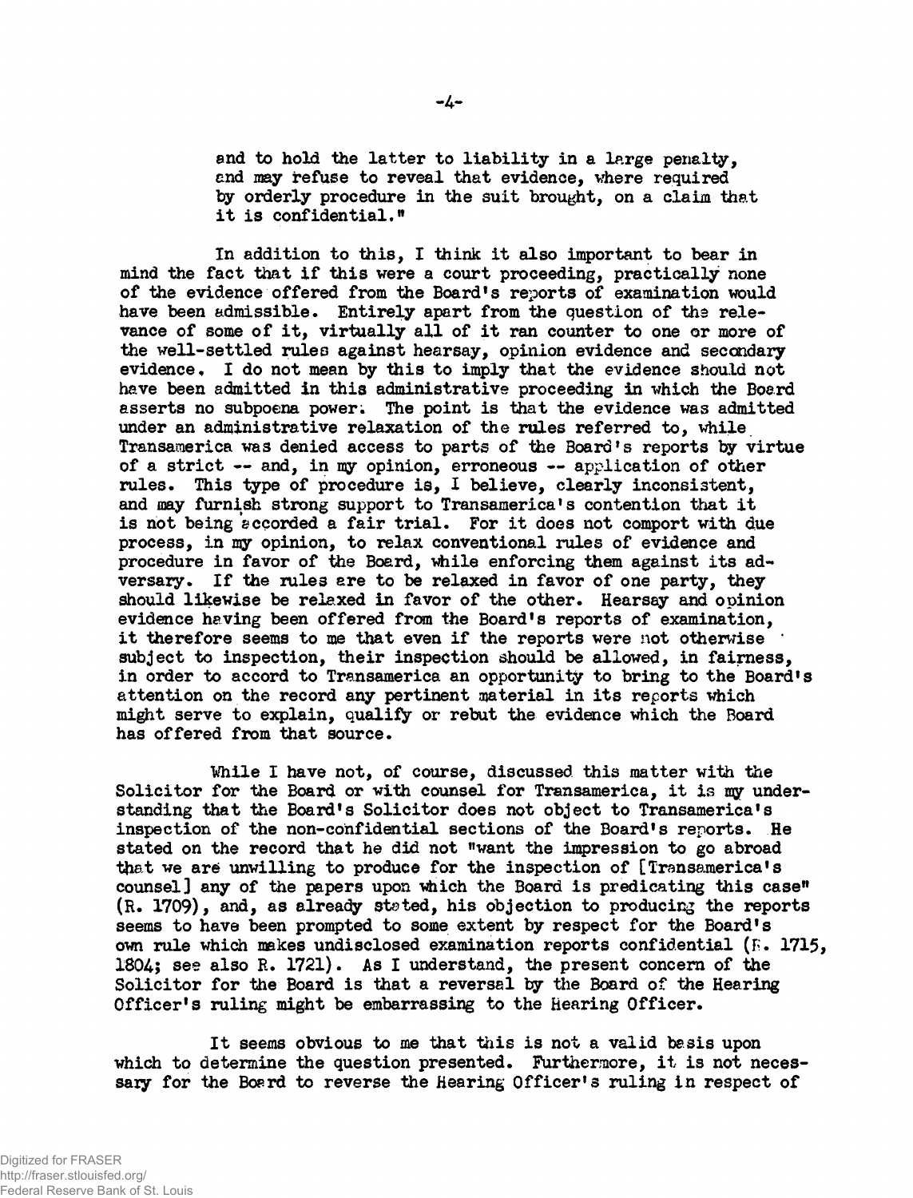and to hold the latter to liability in a large penalty, and may refuse to reveal that evidence, where required by orderly procedure in the suit brought, on a claim that it is confidential."

In addition to this, I think it also important to bear in mind the fact that if this were a court proceeding, practically none of the evidence offered from the Board's reports of examination would have been admissible. Entirely apart from the question of the relevance of some of it, virtually all of it ran counter to one or more of the well-settled rules against hearsay, opinion evidence and secondary evidence. I do not mean by this to imply that the evidence should not have been admitted in this administrative proceeding in which the Board asserts no subpoena power. The point is that the evidence was admitted under an administrative relaxation of the rules referred to, while Transamerica was denied access to parts of the Board's reports by virtue of a strict -- and, in my opinion, erroneous -- application of other rules. This type of procedure is, I believe, clearly inconsistent, and may furnish strong support to Transamerica's contention that it is not being accorded a fair trial. For it does not comport with due process, in my opinion, to relax conventional rules of evidence and procedure in favor of the Board, while enforcing them against its adversary. If the rules are to be relaxed in favor of one party, they should likewise be relaxed in favor of the other. Hearsay and opinion evidence having been offered from the Board's reports of examination, it therefore seems to me that even if the reports were not otherwise subject to inspection, their inspection should be allowed, in fairness, in order to accord to Transamerica an opportunity to bring to the Board's attention on the record any pertinent material in its reports which might serve to explain, qualify or rebut the evidence which the Board has offered from that source.

While I have not, of course, discussed this matter with the Solicitor for the Board or with counsel for Transamerica, it is my understanding that the Board's Solicitor does not object to Transamerica's inspection of the non-confidential sections of the Board's reports. He stated on the record that he did not "want the impression to go abroad that we are unwilling to produce for the inspection of [Transamerica's counsel] any of the papers upon which the Board is predicating this case" (R. 1709), and, as already stated, his objection to producing the reports seems to have been prompted to some extent by respect for the Board's own rule which makes undisclosed examination reports confidential (R. 1715, 1804; see also R. 1721). As I understand, the present concern of the Solicitor for the Board is that a reversal by the Board of the Hearing Officer's ruling might be embarrassing to the Hearing Officer.

It seems obvious to me that this is not a valid basis upon which to determine the question presented. Furthermore, it is not necessary for the Board to reverse the Hearing Officer's ruling in respect of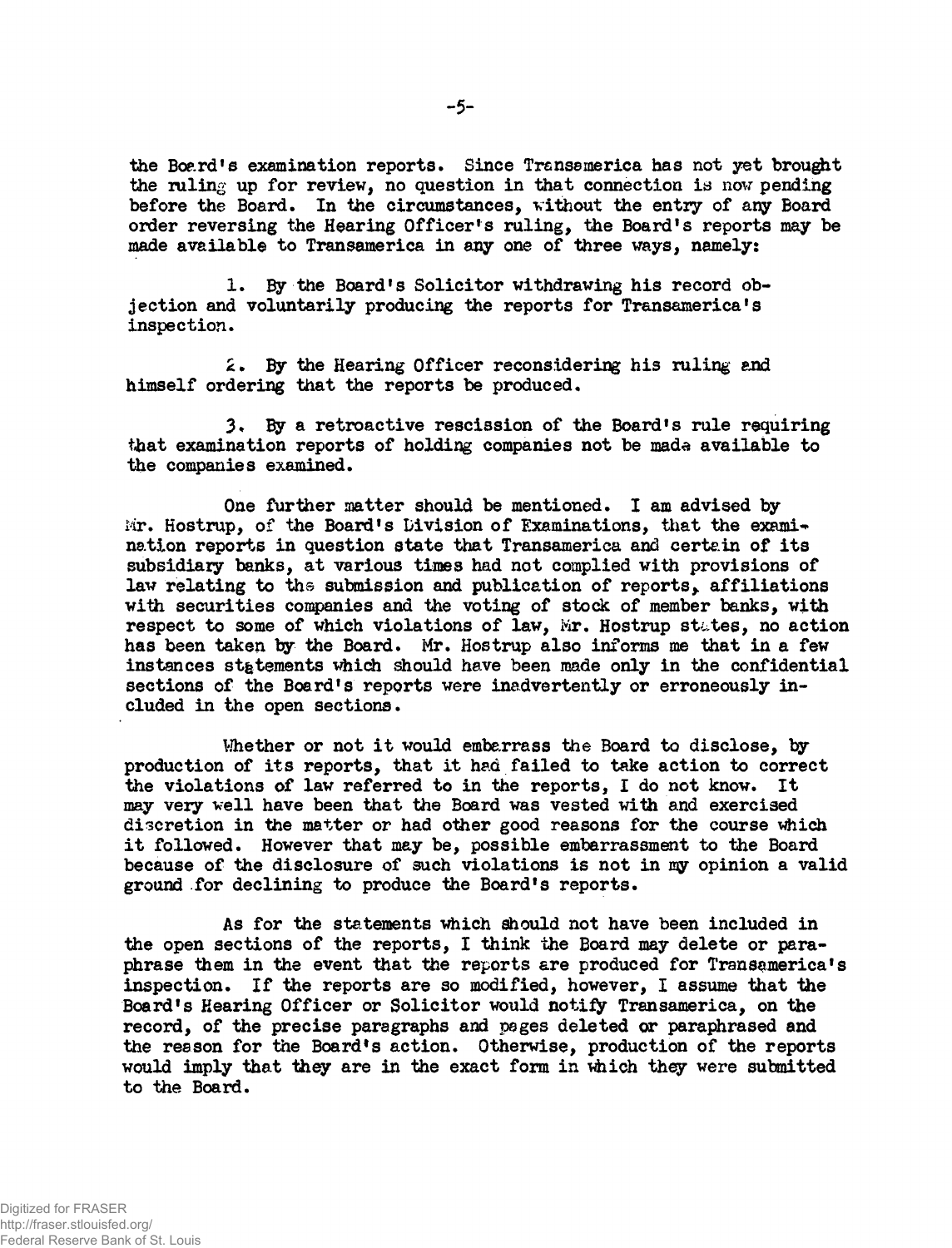the Board's examination reports. Since Transamerica has not yet brought the ruling up for review, no question in that connection is now pending before the Board. In the circumstances, without the entry of any Board order reversing the Hearing Officer's ruling, the Board's reports may be made available to Transamerica in any one of three ways, namely:

1. By the Board's Solicitor withdrawing his record objection and voluntarily producing the reports for Transamerica's inspection.

2. By the Hearing Officer reconsidering his ruling and himself ordering that the reports be produced.

3. By a retroactive rescission of the Board's rule requiring that examination reports of holding companies not be made available to the companies examined.

One further matter should be mentioned. I am advised by Mr. Hostrup, of the Board's Division of Examinations, that the examination reports in question state that Transamerica and certain of its subsidiary banks, at various times had not complied with provisions of law relating to the submission and publication of reports, affiliations with securities companies and the voting of stock of member banks, with respect to some of which violations of law, Mr. Hostrup states, no action has been taken by the Board. Mr. Hostrup also informs me that in a few instances statements which should have been made only in the confidential sections of the Board's reports were inadvertently or erroneously included in the open sections.

Whether or not it would embarrass the Board to disclose, by production of its reports, that it had failed to take action to correct the violations of law referred to in the reports, I do not know. It may very well have been that the Board was vested with and exercised discretion in the matter or had other good reasons for the course which it followed. However that may be, possible embarrassment to the Board because of the disclosure of such violations is not in my opinion a valid ground for declining to produce the Board's reports.

As for the statements which should not have been included in the open sections of the reports, I think the Board may delete or paraphrase them in the event that the reports are produced for Transamerica's inspection. If the reports are so modified, however, I assume that the Board's Hearing Officer or Solicitor would notify Transamerica, on the record, of the precise paragraphs and pages deleted or paraphrased and the reason for the Board's action. Otherwise, production of the reports would imply that they are in the exact form in which they were submitted to the Board.